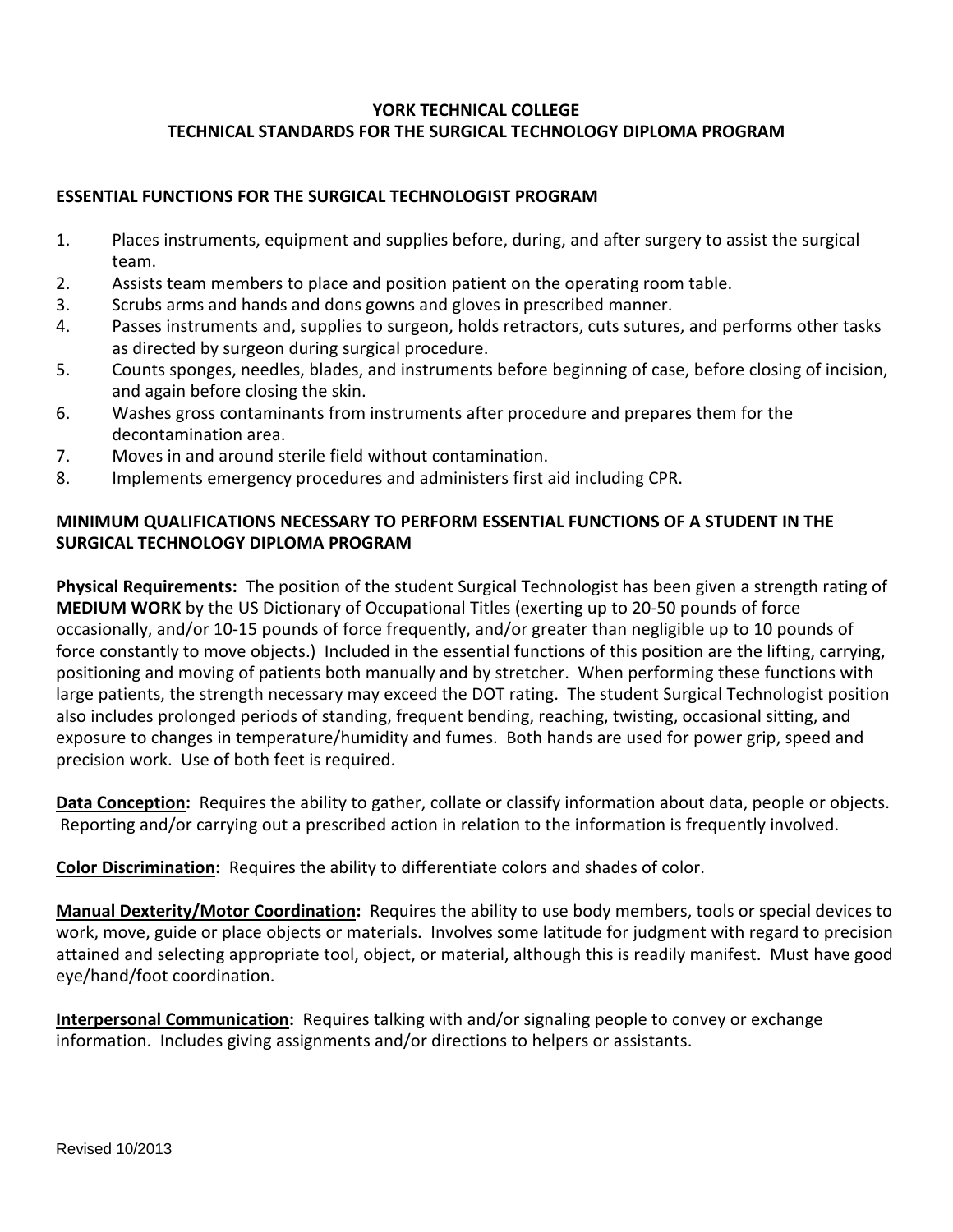# YORK TECHNICAL COLLEGE
# TECHNICAL STANDARDS FOR THE SURGICAL TECHNOLOGY DIPLOMA PROGRAM

## ESSENTIAL FUNCTIONS FOR THE SURGICAL TECHNOLOGIST PROGRAM

1. Places instruments, equipment and supplies before, during, and after surgery to assist the surgical team.
2. Assists team members to place and position patient on the operating room table.
3. Scrubs arms and hands and dons gowns and gloves in prescribed manner.
4. Passes instruments and, supplies to surgeon, holds retractors, cuts sutures, and performs other tasks as directed by surgeon during surgical procedure.
5. Counts sponges, needles, blades, and instruments before beginning of case, before closing of incision, and again before closing the skin.
6. Washes gross contaminants from instruments after procedure and prepares them for the decontamination area.
7. Moves in and around sterile field without contamination.
8. Implements emergency procedures and administers first aid including CPR.

## MINIMUM QUALIFICATIONS NECESSARY TO PERFORM ESSENTIAL FUNCTIONS OF A STUDENT IN THE SURGICAL TECHNOLOGY DIPLOMA PROGRAM

**Physical Requirements:** The position of the student Surgical Technologist has been given a strength rating of **MEDIUM WORK** by the US Dictionary of Occupational Titles (exerting up to 20-50 pounds of force occasionally, and/or 10-15 pounds of force frequently, and/or greater than negligible up to 10 pounds of force constantly to move objects.) Included in the essential functions of this position are the lifting, carrying, positioning and moving of patients both manually and by stretcher. When performing these functions with large patients, the strength necessary may exceed the DOT rating. The student Surgical Technologist position also includes prolonged periods of standing, frequent bending, reaching, twisting, occasional sitting, and exposure to changes in temperature/humidity and fumes. Both hands are used for power grip, speed and precision work. Use of both feet is required.

**Data Conception:** Requires the ability to gather, collate or classify information about data, people or objects. Reporting and/or carrying out a prescribed action in relation to the information is frequently involved.

**Color Discrimination:** Requires the ability to differentiate colors and shades of color.

**Manual Dexterity/Motor Coordination:** Requires the ability to use body members, tools or special devices to work, move, guide or place objects or materials. Involves some latitude for judgment with regard to precision attained and selecting appropriate tool, object, or material, although this is readily manifest. Must have good eye/hand/foot coordination.

**Interpersonal Communication:** Requires talking with and/or signaling people to convey or exchange information. Includes giving assignments and/or directions to helpers or assistants.

Revised 10/2013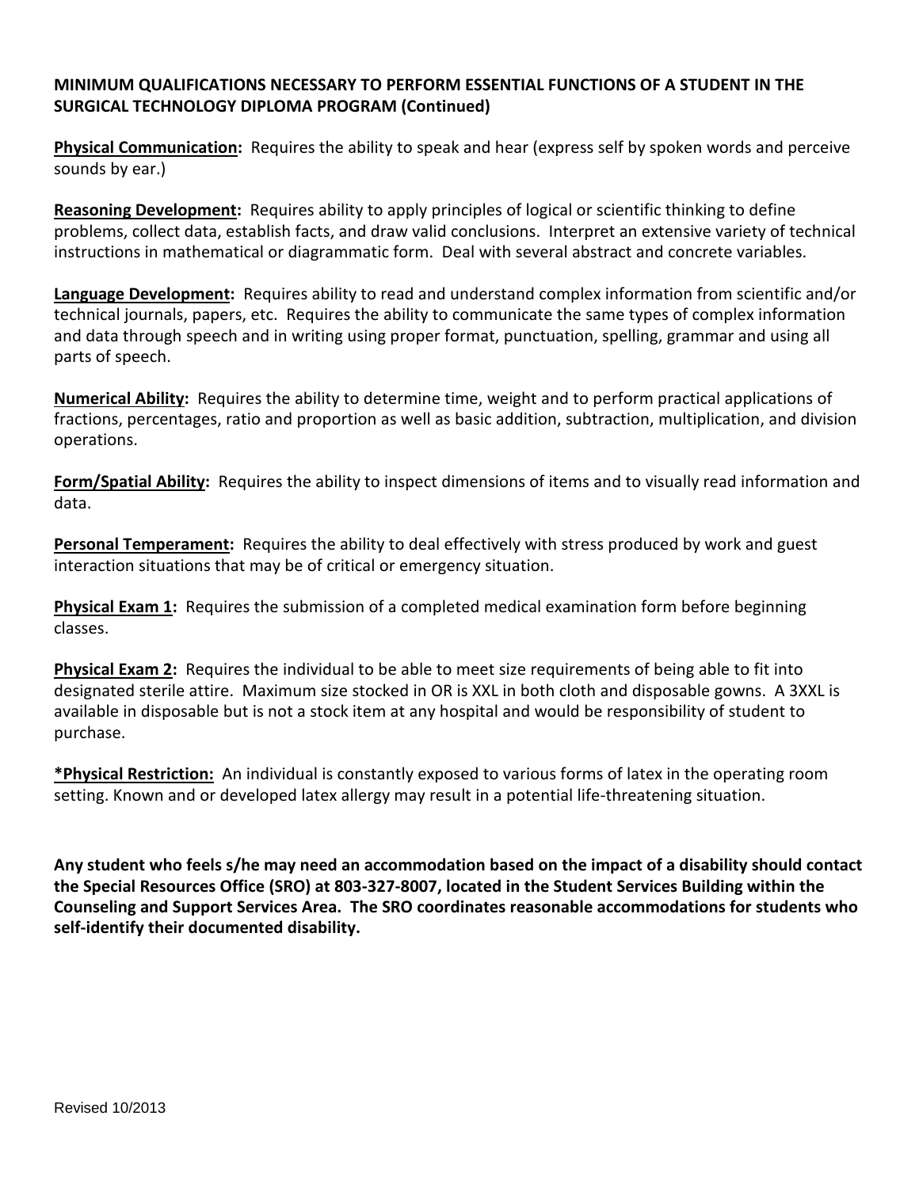**MINIMUM QUALIFICATIONS NECESSARY TO PERFORM ESSENTIAL FUNCTIONS OF A STUDENT IN THE SURGICAL TECHNOLOGY DIPLOMA PROGRAM (Continued)**

**Physical Communication:** Requires the ability to speak and hear (express self by spoken words and perceive sounds by ear.)

**Reasoning Development:** Requires ability to apply principles of logical or scientific thinking to define problems, collect data, establish facts, and draw valid conclusions. Interpret an extensive variety of technical instructions in mathematical or diagrammatic form. Deal with several abstract and concrete variables.

**Language Development:** Requires ability to read and understand complex information from scientific and/or technical journals, papers, etc. Requires the ability to communicate the same types of complex information and data through speech and in writing using proper format, punctuation, spelling, grammar and using all parts of speech.

**Numerical Ability:** Requires the ability to determine time, weight and to perform practical applications of fractions, percentages, ratio and proportion as well as basic addition, subtraction, multiplication, and division operations.

**Form/Spatial Ability:** Requires the ability to inspect dimensions of items and to visually read information and data.

**Personal Temperament:** Requires the ability to deal effectively with stress produced by work and guest interaction situations that may be of critical or emergency situation.

**Physical Exam 1:** Requires the submission of a completed medical examination form before beginning classes.

**Physical Exam 2:** Requires the individual to be able to meet size requirements of being able to fit into designated sterile attire. Maximum size stocked in OR is XXL in both cloth and disposable gowns. A 3XXL is available in disposable but is not a stock item at any hospital and would be responsibility of student to purchase.

***Physical Restriction:** An individual is constantly exposed to various forms of latex in the operating room setting. Known and or developed latex allergy may result in a potential life-threatening situation.

**Any student who feels s/he may need an accommodation based on the impact of a disability should contact the Special Resources Office (SRO) at 803-327-8007, located in the Student Services Building within the Counseling and Support Services Area. The SRO coordinates reasonable accommodations for students who self-identify their documented disability.**

Revised 10/2013